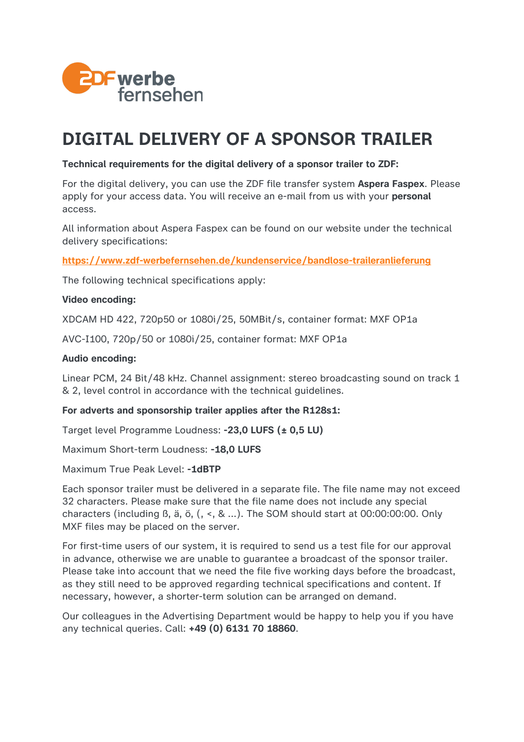# DIGITAL DELIVERY OF A SPONSOR TRAILER

**Technical requirements for the digital delivery of a sponsor trailer to ZDF:**

For the digital delivery, you can use the ZDF file transfer system **Aspera Faspex**. Please apply for your access data. You will receive an e-mail from us with your **personal** access.

All information about Aspera Faspex can be found on our website under the technical delivery specifications:

**https://www.zdf-werbefernsehen.de/kundenservice/bandlose-traileranlieferung**

The following technical specifications apply:

**Video encoding:**

XDCAM HD 422, 720p50 or 1080i/25, 50MBit/s, container format: MXF OP1a

AVC-I100, 720p/50 or 1080i/25, container format: MXF OP1a

**Audio encoding:**

Linear PCM, 24 Bit/48 kHz. Channel assignment: stereo broadcasting sound on track 1 & 2, level control in accordance with the technical guidelines.

**For adverts and sponsorship trailer applies after the R128s1:**

Target level Programme Loudness: **-23,0 LUFS (± 0,5 LU)**

Maximum Short-term Loudness: **-18,0 LUFS**

Maximum True Peak Level: **-1dBTP**

Each sponsor trailer must be delivered in a separate file. The file name may not exceed 32 characters. Please make sure that the file name does not include any special characters (including ß, ä, ö, (, <, & ...). The SOM should start at 00:00:00:00. Only MXF files may be placed on the server.

For first-time users of our system, it is required to send us a test file for our approval in advance, otherwise we are unable to guarantee a broadcast of the sponsor trailer. Please take into account that we need the file five working days before the broadcast, as they still need to be approved regarding technical specifications and content. If necessary, however, a shorter-term solution can be arranged on demand.

Our colleagues in the Advertising Department would be happy to help you if you have any technical queries. Call: **+49 (0) 6131 70 18860**.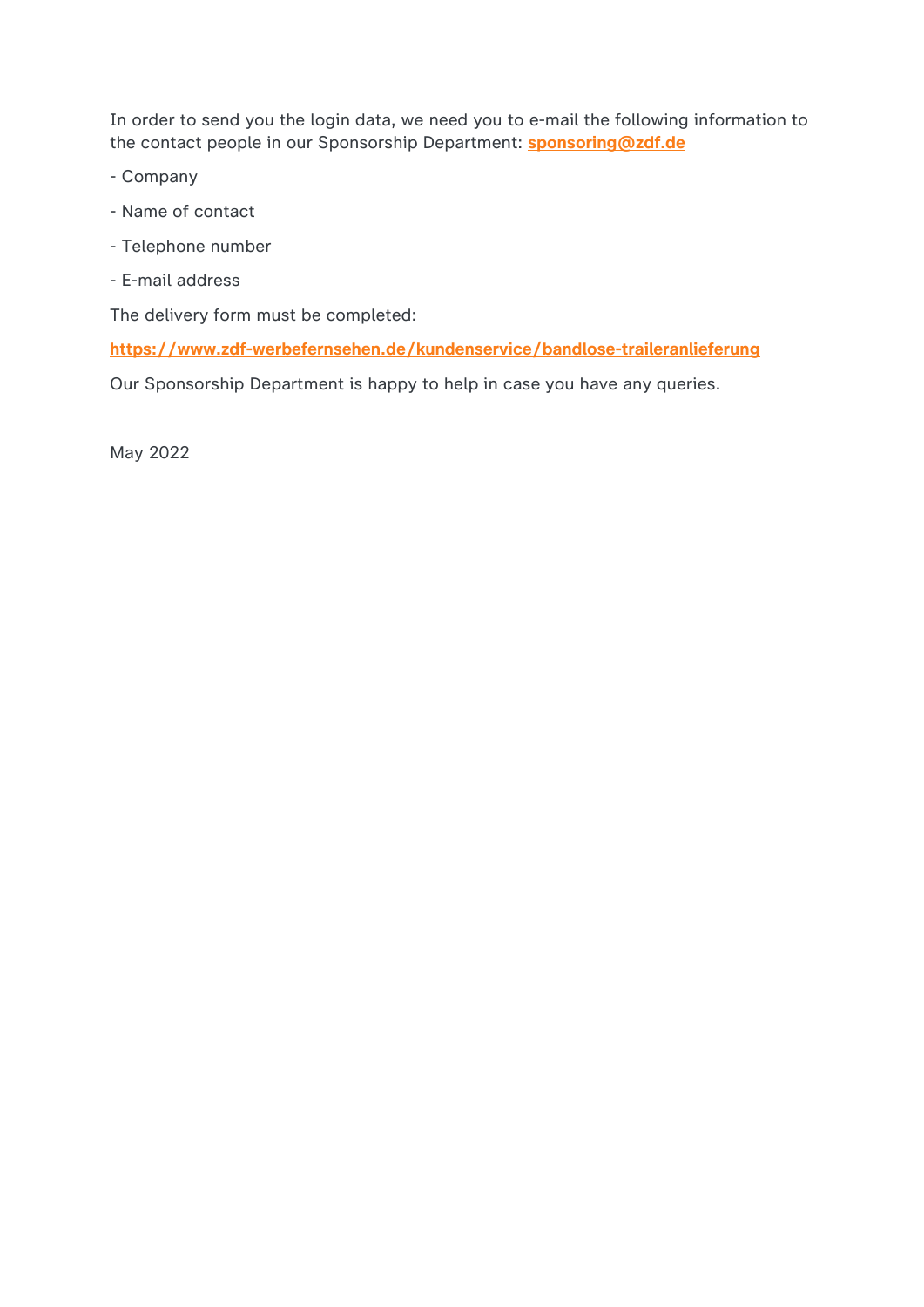In order to send you the login data, we need you to e-mail the following information to the contact people in our Sponsorship Department: **sponsoring@zdf.de**

- Company
- Name of contact
- Telephone number
- E-mail address

The delivery form must be completed:

**https://www.zdf-werbefernsehen.de/kundenservice/bandlose-traileranlieferung**

Our Sponsorship Department is happy to help in case you have any queries.

May 2022